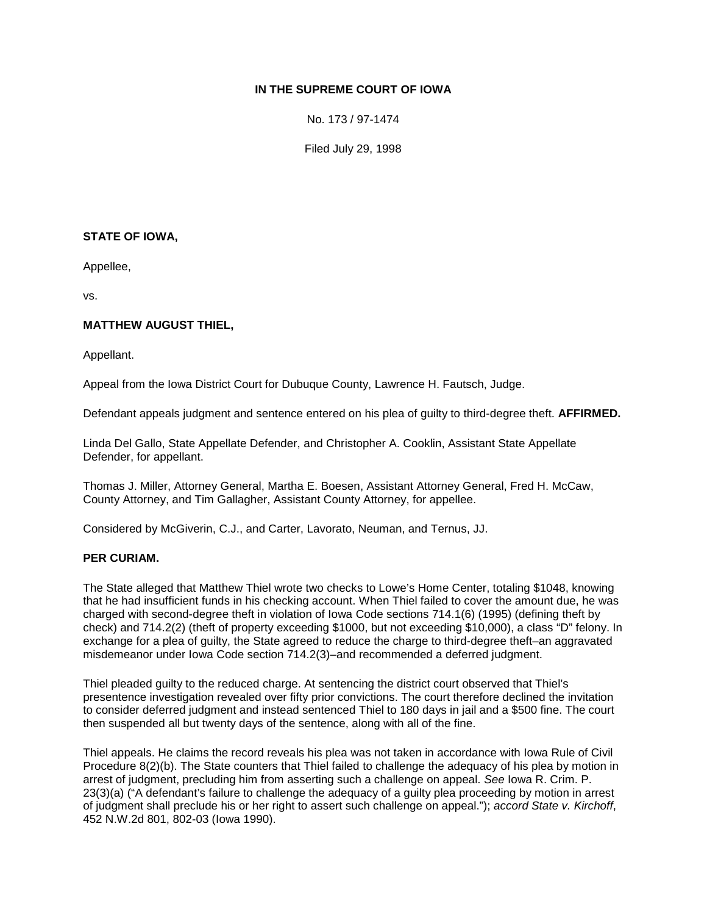**IN THE SUPREME COURT OF IOWA**

No. 173 / 97-1474

Filed July 29, 1998

**STATE OF IOWA,**

Appellee,

vs.

**MATTHEW AUGUST THIEL,**

Appellant.

Appeal from the Iowa District Court for Dubuque County, Lawrence H. Fautsch, Judge.

Defendant appeals judgment and sentence entered on his plea of guilty to third-degree theft. **AFFIRMED.**

Linda Del Gallo, State Appellate Defender, and Christopher A. Cooklin, Assistant State Appellate Defender, for appellant.

Thomas J. Miller, Attorney General, Martha E. Boesen, Assistant Attorney General, Fred H. McCaw, County Attorney, and Tim Gallagher, Assistant County Attorney, for appellee.

Considered by McGiverin, C.J., and Carter, Lavorato, Neuman, and Ternus, JJ.

**PER CURIAM.**

The State alleged that Matthew Thiel wrote two checks to Lowe's Home Center, totaling $1048, knowing that he had insufficient funds in his checking account. When Thiel failed to cover the amount due, he was charged with second-degree theft in violation of Iowa Code sections 714.1(6) (1995) (defining theft by check) and 714.2(2) (theft of property exceeding $1000, but not exceeding $10,000), a class "D" felony. In exchange for a plea of guilty, the State agreed to reduce the charge to third-degree theft–an aggravated misdemeanor under Iowa Code section 714.2(3)–and recommended a deferred judgment.

Thiel pleaded guilty to the reduced charge. At sentencing the district court observed that Thiel's presentence investigation revealed over fifty prior convictions. The court therefore declined the invitation to consider deferred judgment and instead sentenced Thiel to 180 days in jail and a $500 fine. The court then suspended all but twenty days of the sentence, along with all of the fine.

Thiel appeals. He claims the record reveals his plea was not taken in accordance with Iowa Rule of Civil Procedure 8(2)(b). The State counters that Thiel failed to challenge the adequacy of his plea by motion in arrest of judgment, precluding him from asserting such a challenge on appeal. *See* Iowa R. Crim. P. 23(3)(a) ("A defendant's failure to challenge the adequacy of a guilty plea proceeding by motion in arrest of judgment shall preclude his or her right to assert such challenge on appeal."); *accord State v. Kirchoff*, 452 N.W.2d 801, 802-03 (Iowa 1990).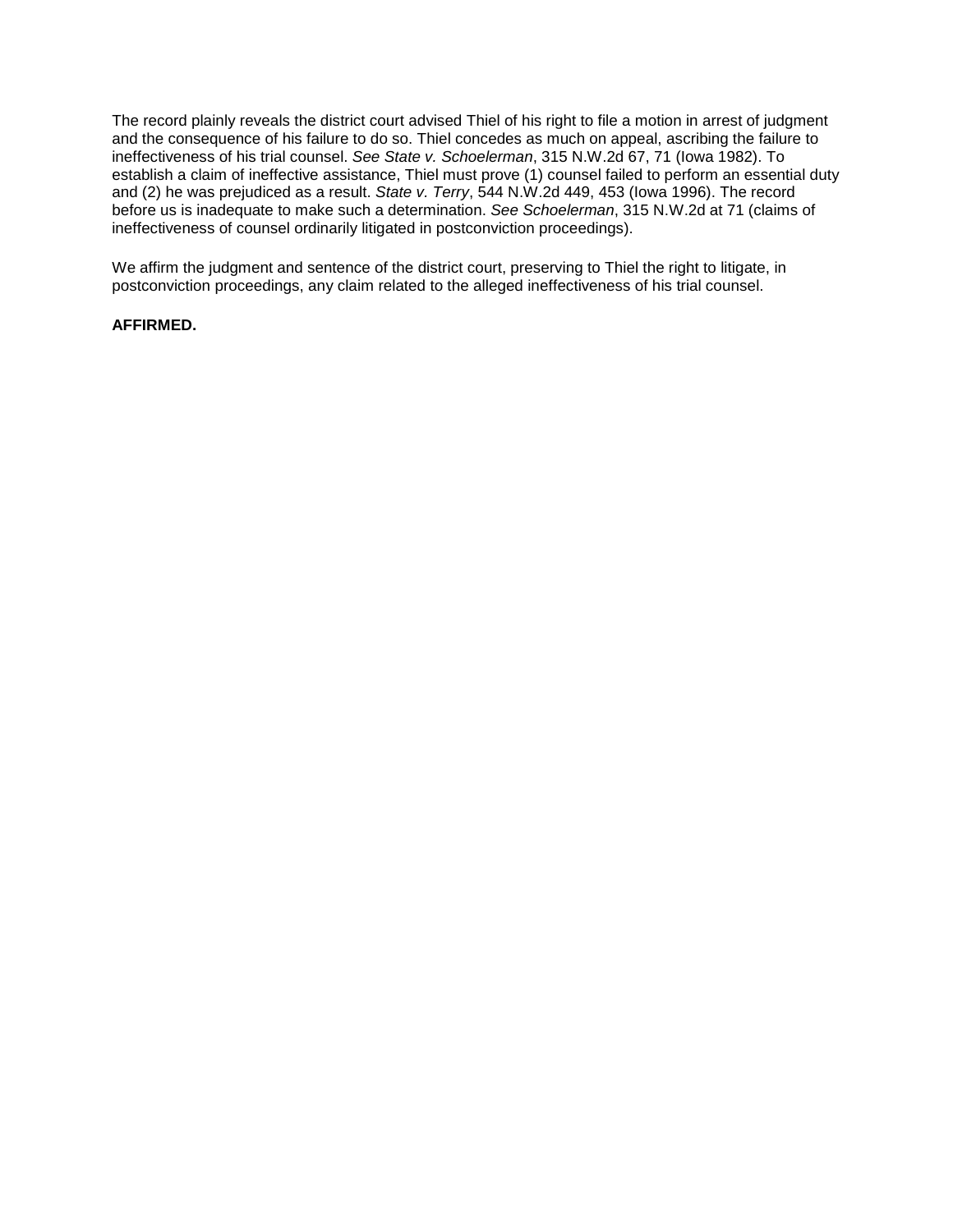The record plainly reveals the district court advised Thiel of his right to file a motion in arrest of judgment and the consequence of his failure to do so. Thiel concedes as much on appeal, ascribing the failure to ineffectiveness of his trial counsel. *See State v. Schoelerman*, 315 N.W.2d 67, 71 (Iowa 1982). To establish a claim of ineffective assistance, Thiel must prove (1) counsel failed to perform an essential duty and (2) he was prejudiced as a result. *State v. Terry*, 544 N.W.2d 449, 453 (Iowa 1996). The record before us is inadequate to make such a determination. *See Schoelerman*, 315 N.W.2d at 71 (claims of ineffectiveness of counsel ordinarily litigated in postconviction proceedings).

We affirm the judgment and sentence of the district court, preserving to Thiel the right to litigate, in postconviction proceedings, any claim related to the alleged ineffectiveness of his trial counsel.

**AFFIRMED.**